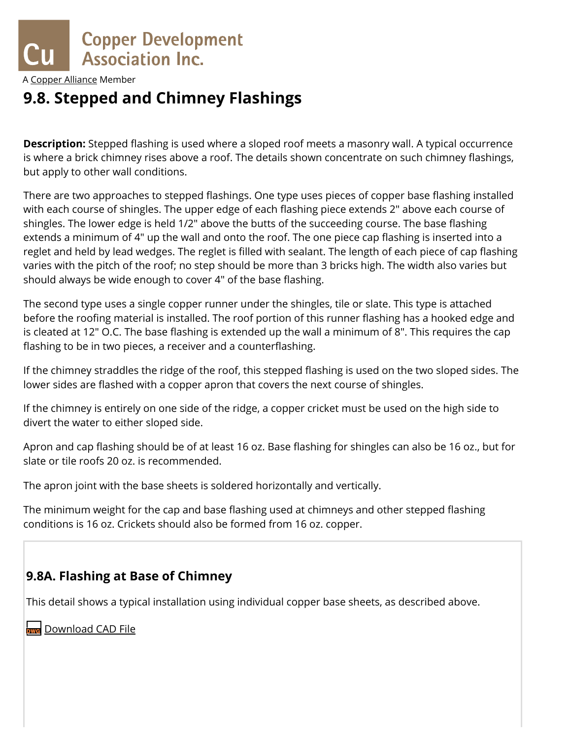Copper Development Association Inc.

A Copper Alliance Member

# 9.8. Stepped and Chimney Flashings

**Description:** Stepped flashing is used where a sloped roof meets a masonry wall. A typical occurrence is where a brick chimney rises above a roof. The details shown concentrate on such chimney flashings, but apply to other wall conditions.

There are two approaches to stepped flashings. One type uses pieces of copper base flashing installed with each course of shingles. The upper edge of each flashing piece extends 2" above each course of shingles. The lower edge is held 1/2" above the butts of the succeeding course. The base flashing extends a minimum of 4" up the wall and onto the roof. The one piece cap flashing is inserted into a reglet and held by lead wedges. The reglet is filled with sealant. The length of each piece of cap flashing varies with the pitch of the roof; no step should be more than 3 bricks high. The width also varies but should always be wide enough to cover 4" of the base flashing.

The second type uses a single copper runner under the shingles, tile or slate. This type is attached before the roofing material is installed. The roof portion of this runner flashing has a hooked edge and is cleated at 12" O.C. The base flashing is extended up the wall a minimum of 8". This requires the cap flashing to be in two pieces, a receiver and a counterflashing.

If the chimney straddles the ridge of the roof, this stepped flashing is used on the two sloped sides. The lower sides are flashed with a copper apron that covers the next course of shingles.

If the chimney is entirely on one side of the ridge, a copper cricket must be used on the high side to divert the water to either sloped side.

Apron and cap flashing should be of at least 16 oz. Base flashing for shingles can also be 16 oz., but for slate or tile roofs 20 oz. is recommended.

The apron joint with the base sheets is soldered horizontally and vertically.

The minimum weight for the cap and base flashing used at chimneys and other stepped flashing conditions is 16 oz. Crickets should also be formed from 16 oz. copper.

### 9.8A. Flashing at Base of Chimney

This detail shows a typical installation using individual copper base sheets, as described above.

Download CAD File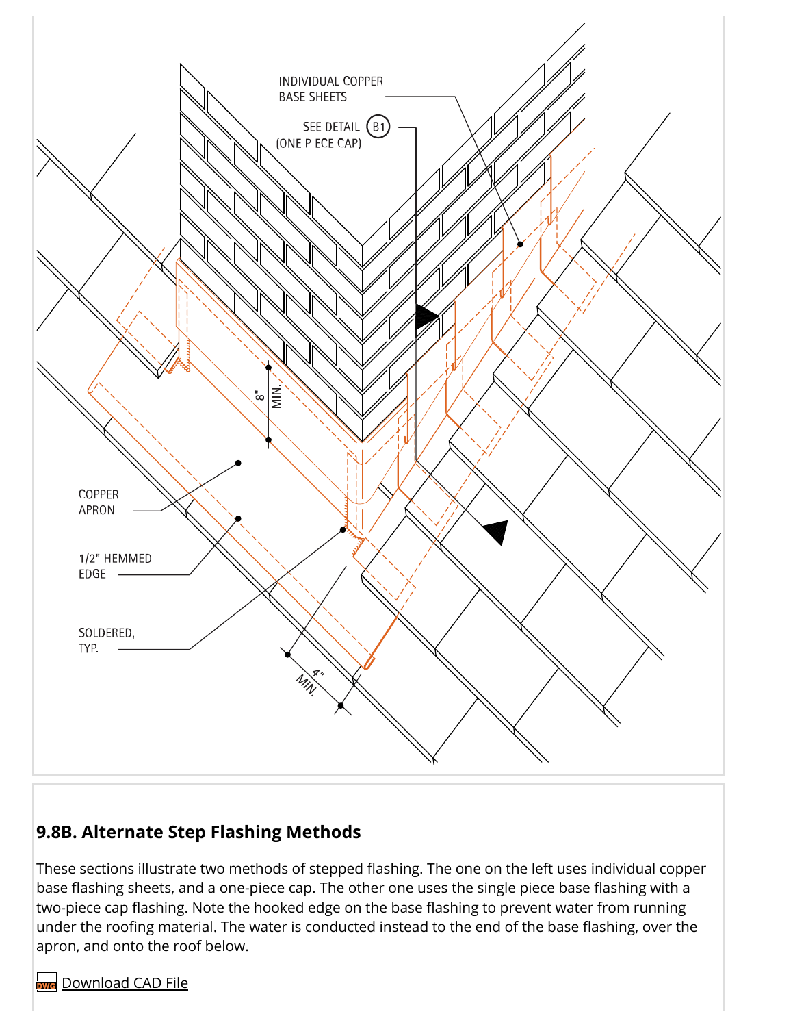INDIVIDUAL COPPER BASE SHEETS

SEE DETAIL (B1) (ONE PIECE CAP)

8" MIN.

COPPER APRON

1/2" HEMMED EDGE

SOLDERED, TYP.

4" MIN.

### 9.8B. Alternate Step Flashing Methods

These sections illustrate two methods of stepped flashing. The one on the left uses individual copper base flashing sheets, and a one-piece cap. The other one uses the single piece base flashing with a two-piece cap flashing. Note the hooked edge on the base flashing to prevent water from running under the roofing material. The water is conducted instead to the end of the base flashing, over the apron, and onto the roof below.

Download CAD File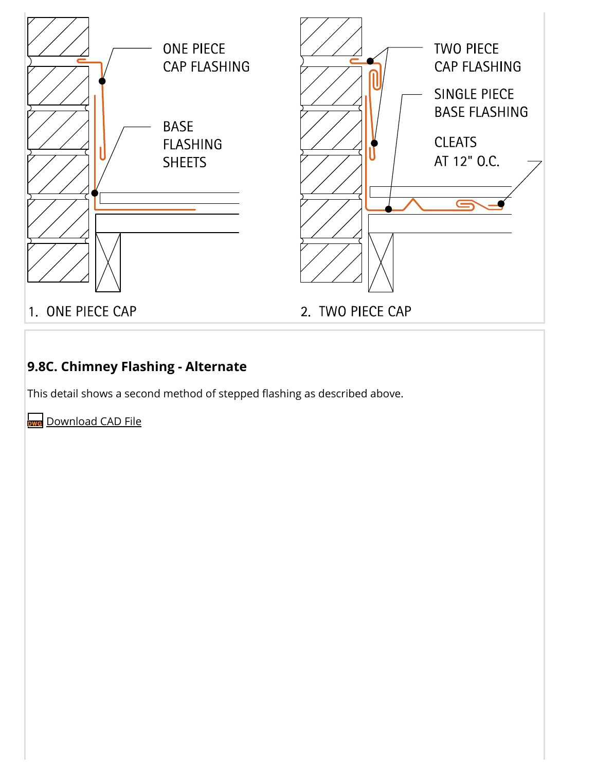ONE PIECE CAP FLASHING

BASE FLASHING SHEETS

1. ONE PIECE CAP

TWO PIECE CAP FLASHING

SINGLE PIECE BASE FLASHING

CLEATS AT 12" O.C.

2. TWO PIECE CAP

### 9.8C. Chimney Flashing - Alternate

This detail shows a second method of stepped flashing as described above.

Download CAD File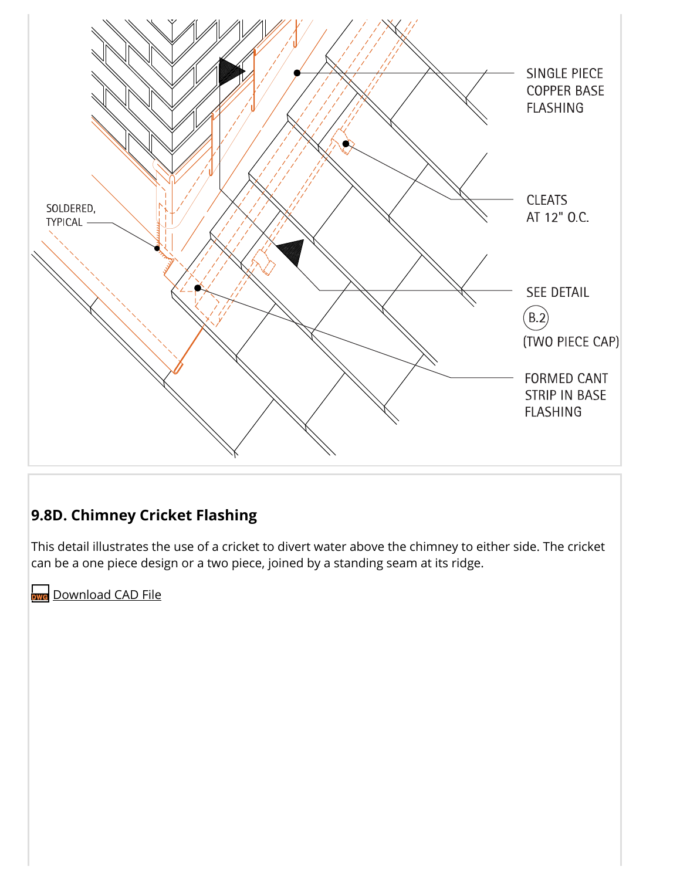SOLDERED, TYPICAL

SINGLE PIECE COPPER BASE FLASHING

CLEATS AT 12" O.C.

SEE DETAIL B.2 (TWO PIECE CAP)

FORMED CANT STRIP IN BASE FLASHING

### 9.8D. Chimney Cricket Flashing

This detail illustrates the use of a cricket to divert water above the chimney to either side. The cricket can be a one piece design or a two piece, joined by a standing seam at its ridge.

Download CAD File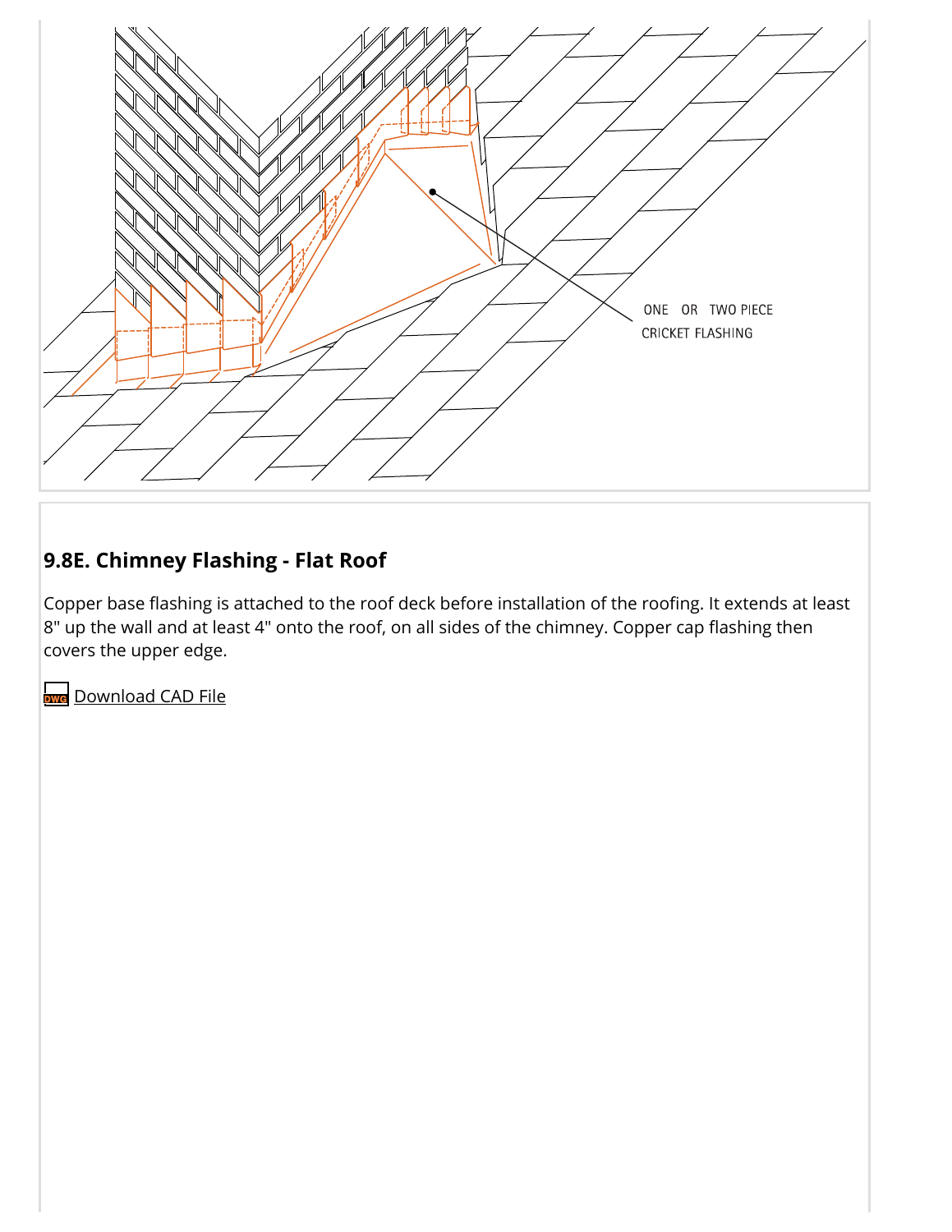## 9.8E. Chimney Flashing - Flat Roof

Copper base flashing is attached to the roof deck before installation of the roofing. It extends at least 8" up the wall and at least 4" onto the roof, on all sides of the chimney. Copper cap flashing then covers the upper edge.

Download CAD File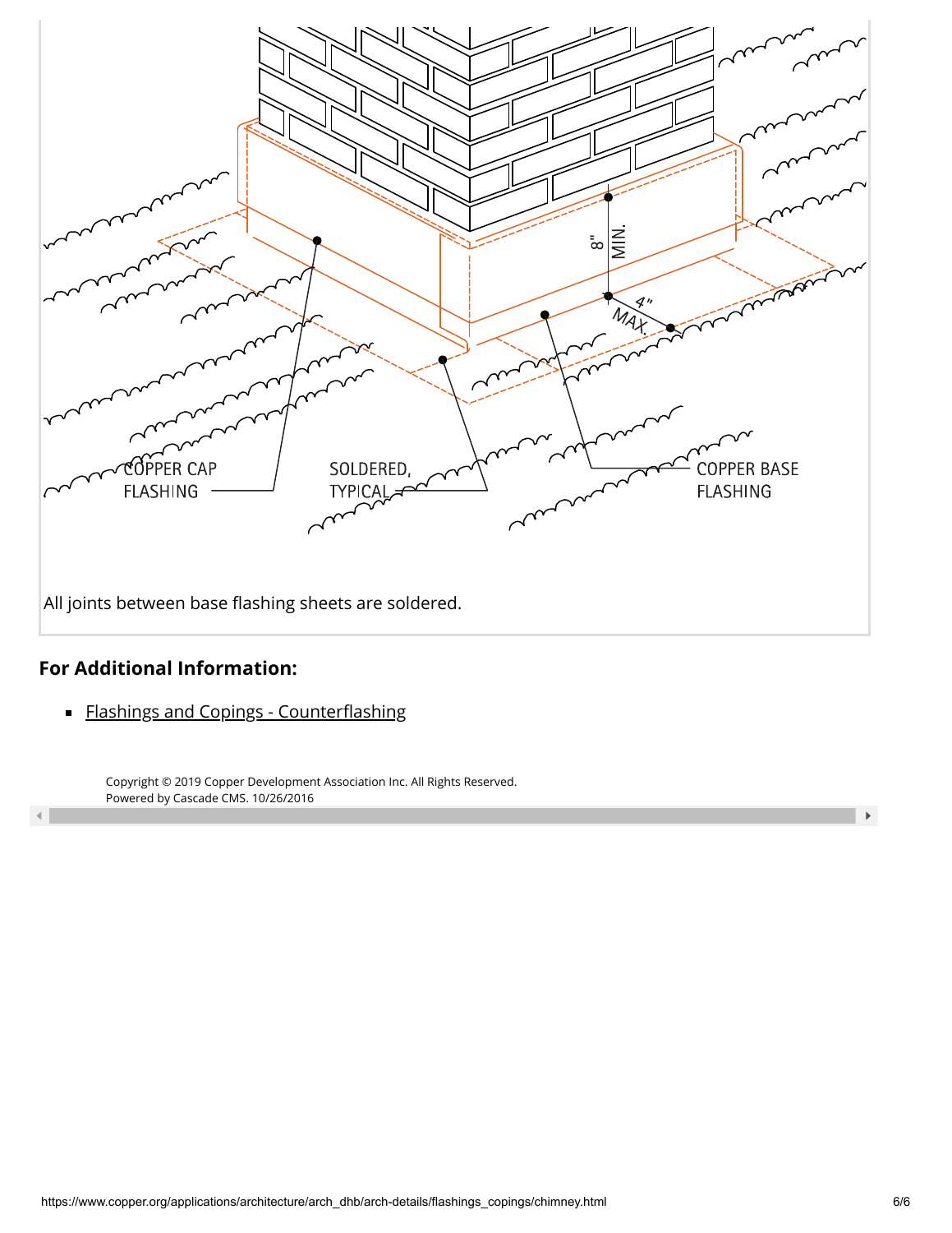COPPER CAP FLASHING

SOLDERED, TYPICAL

COPPER BASE FLASHING

8" MIN.

4" MAX.

All joints between base flashing sheets are soldered.

## For Additional Information:

- Flashings and Copings - Counterflashing

Copyright © 2019 Copper Development Association Inc. All Rights Reserved.
Powered by Cascade CMS. 10/26/2016